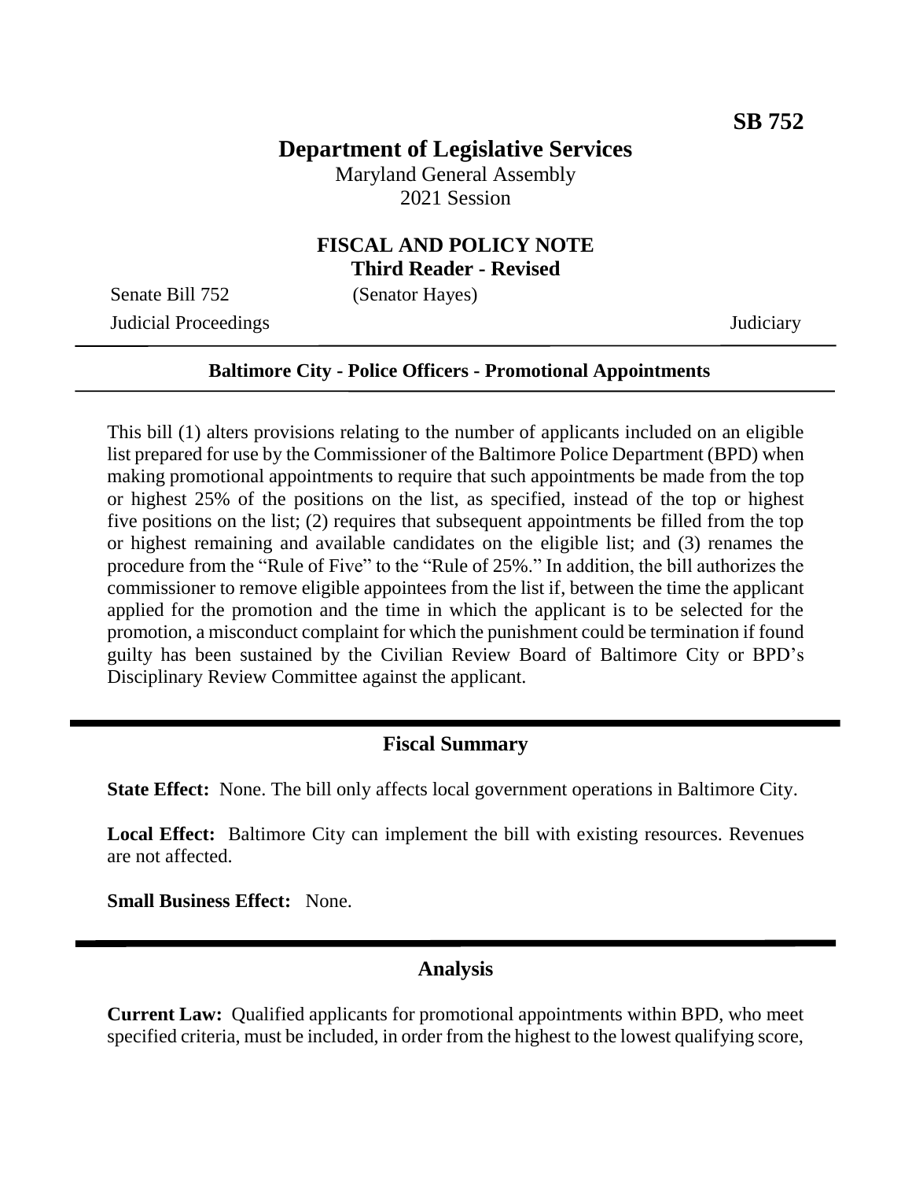**SB 752**

# Department of Legislative Services

Maryland General Assembly
2021 Session

## FISCAL AND POLICY NOTE
**Third Reader - Revised**

Senate Bill 752 (Senator Hayes)
Judicial Proceedings Judiciary

**Baltimore City - Police Officers - Promotional Appointments**

This bill (1) alters provisions relating to the number of applicants included on an eligible list prepared for use by the Commissioner of the Baltimore Police Department (BPD) when making promotional appointments to require that such appointments be made from the top or highest 25% of the positions on the list, as specified, instead of the top or highest five positions on the list; (2) requires that subsequent appointments be filled from the top or highest remaining and available candidates on the eligible list; and (3) renames the procedure from the "Rule of Five" to the "Rule of 25%." In addition, the bill authorizes the commissioner to remove eligible appointees from the list if, between the time the applicant applied for the promotion and the time in which the applicant is to be selected for the promotion, a misconduct complaint for which the punishment could be termination if found guilty has been sustained by the Civilian Review Board of Baltimore City or BPD's Disciplinary Review Committee against the applicant.

## Fiscal Summary

**State Effect:** None. The bill only affects local government operations in Baltimore City.

**Local Effect:** Baltimore City can implement the bill with existing resources. Revenues are not affected.

**Small Business Effect:** None.

## Analysis

**Current Law:** Qualified applicants for promotional appointments within BPD, who meet specified criteria, must be included, in order from the highest to the lowest qualifying score,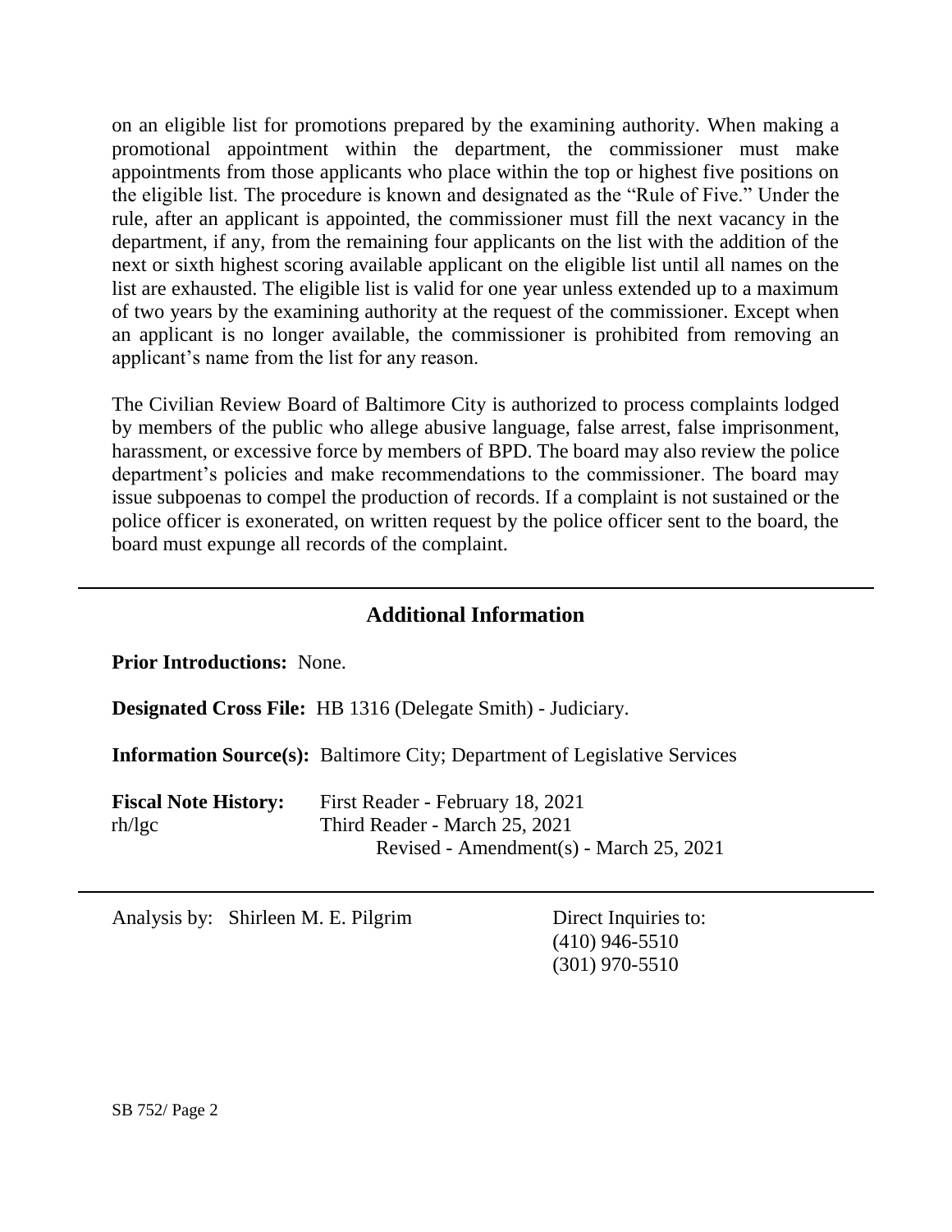on an eligible list for promotions prepared by the examining authority. When making a promotional appointment within the department, the commissioner must make appointments from those applicants who place within the top or highest five positions on the eligible list. The procedure is known and designated as the "Rule of Five." Under the rule, after an applicant is appointed, the commissioner must fill the next vacancy in the department, if any, from the remaining four applicants on the list with the addition of the next or sixth highest scoring available applicant on the eligible list until all names on the list are exhausted. The eligible list is valid for one year unless extended up to a maximum of two years by the examining authority at the request of the commissioner. Except when an applicant is no longer available, the commissioner is prohibited from removing an applicant's name from the list for any reason.

The Civilian Review Board of Baltimore City is authorized to process complaints lodged by members of the public who allege abusive language, false arrest, false imprisonment, harassment, or excessive force by members of BPD. The board may also review the police department's policies and make recommendations to the commissioner. The board may issue subpoenas to compel the production of records. If a complaint is not sustained or the police officer is exonerated, on written request by the police officer sent to the board, the board must expunge all records of the complaint.

## Additional Information

**Prior Introductions:** None.

**Designated Cross File:** HB 1316 (Delegate Smith) - Judiciary.

**Information Source(s):** Baltimore City; Department of Legislative Services

**Fiscal Note History:** First Reader - February 18, 2021
rh/lgc Third Reader - March 25, 2021
Revised - Amendment(s) - March 25, 2021

Analysis by: Shirleen M. E. Pilgrim

Direct Inquiries to:
(410) 946-5510
(301) 970-5510